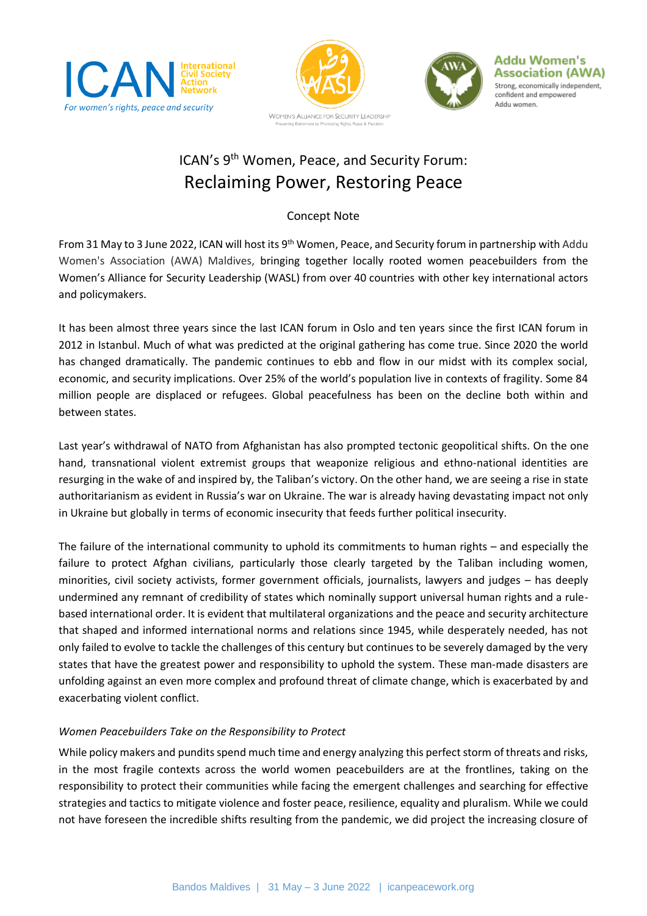# ICAN's 9th Women, Peace, and Security Forum: Reclaiming Power, Restoring Peace

Concept Note

From 31 May to 3 June 2022, ICAN will host its 9th Women, Peace, and Security forum in partnership with Addu Women's Association (AWA) Maldives, bringing together locally rooted women peacebuilders from the Women's Alliance for Security Leadership (WASL) from over 40 countries with other key international actors and policymakers.

It has been almost three years since the last ICAN forum in Oslo and ten years since the first ICAN forum in 2012 in Istanbul. Much of what was predicted at the original gathering has come true. Since 2020 the world has changed dramatically. The pandemic continues to ebb and flow in our midst with its complex social, economic, and security implications. Over 25% of the world's population live in contexts of fragility. Some 84 million people are displaced or refugees. Global peacefulness has been on the decline both within and between states.

Last year's withdrawal of NATO from Afghanistan has also prompted tectonic geopolitical shifts. On the one hand, transnational violent extremist groups that weaponize religious and ethno-national identities are resurging in the wake of and inspired by, the Taliban's victory. On the other hand, we are seeing a rise in state authoritarianism as evident in Russia's war on Ukraine. The war is already having devastating impact not only in Ukraine but globally in terms of economic insecurity that feeds further political insecurity.

The failure of the international community to uphold its commitments to human rights – and especially the failure to protect Afghan civilians, particularly those clearly targeted by the Taliban including women, minorities, civil society activists, former government officials, journalists, lawyers and judges – has deeply undermined any remnant of credibility of states which nominally support universal human rights and a rule-based international order. It is evident that multilateral organizations and the peace and security architecture that shaped and informed international norms and relations since 1945, while desperately needed, has not only failed to evolve to tackle the challenges of this century but continues to be severely damaged by the very states that have the greatest power and responsibility to uphold the system. These man-made disasters are unfolding against an even more complex and profound threat of climate change, which is exacerbated by and exacerbating violent conflict.

*Women Peacebuilders Take on the Responsibility to Protect*

While policy makers and pundits spend much time and energy analyzing this perfect storm of threats and risks, in the most fragile contexts across the world women peacebuilders are at the frontlines, taking on the responsibility to protect their communities while facing the emergent challenges and searching for effective strategies and tactics to mitigate violence and foster peace, resilience, equality and pluralism. While we could not have foreseen the incredible shifts resulting from the pandemic, we did project the increasing closure of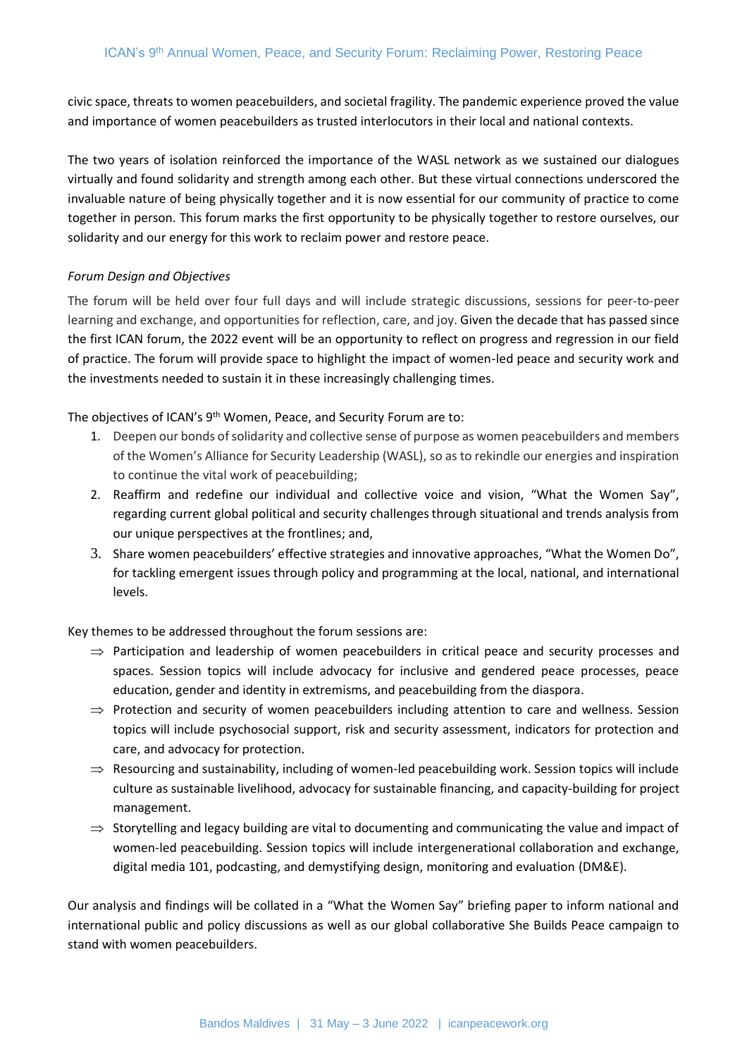civic space, threats to women peacebuilders, and societal fragility. The pandemic experience proved the value and importance of women peacebuilders as trusted interlocutors in their local and national contexts.

The two years of isolation reinforced the importance of the WASL network as we sustained our dialogues virtually and found solidarity and strength among each other. But these virtual connections underscored the invaluable nature of being physically together and it is now essential for our community of practice to come together in person. This forum marks the first opportunity to be physically together to restore ourselves, our solidarity and our energy for this work to reclaim power and restore peace.

*Forum Design and Objectives*

The forum will be held over four full days and will include strategic discussions, sessions for peer-to-peer learning and exchange, and opportunities for reflection, care, and joy. Given the decade that has passed since the first ICAN forum, the 2022 event will be an opportunity to reflect on progress and regression in our field of practice. The forum will provide space to highlight the impact of women-led peace and security work and the investments needed to sustain it in these increasingly challenging times.

The objectives of ICAN's 9th Women, Peace, and Security Forum are to:

1. Deepen our bonds of solidarity and collective sense of purpose as women peacebuilders and members of the Women's Alliance for Security Leadership (WASL), so as to rekindle our energies and inspiration to continue the vital work of peacebuilding;
2. Reaffirm and redefine our individual and collective voice and vision, "What the Women Say", regarding current global political and security challenges through situational and trends analysis from our unique perspectives at the frontlines; and,
3. Share women peacebuilders' effective strategies and innovative approaches, "What the Women Do", for tackling emergent issues through policy and programming at the local, national, and international levels.

Key themes to be addressed throughout the forum sessions are:

- ⇒ Participation and leadership of women peacebuilders in critical peace and security processes and spaces. Session topics will include advocacy for inclusive and gendered peace processes, peace education, gender and identity in extremisms, and peacebuilding from the diaspora.
- ⇒ Protection and security of women peacebuilders including attention to care and wellness. Session topics will include psychosocial support, risk and security assessment, indicators for protection and care, and advocacy for protection.
- ⇒ Resourcing and sustainability, including of women-led peacebuilding work. Session topics will include culture as sustainable livelihood, advocacy for sustainable financing, and capacity-building for project management.
- ⇒ Storytelling and legacy building are vital to documenting and communicating the value and impact of women-led peacebuilding. Session topics will include intergenerational collaboration and exchange, digital media 101, podcasting, and demystifying design, monitoring and evaluation (DM&E).

Our analysis and findings will be collated in a "What the Women Say" briefing paper to inform national and international public and policy discussions as well as our global collaborative She Builds Peace campaign to stand with women peacebuilders.